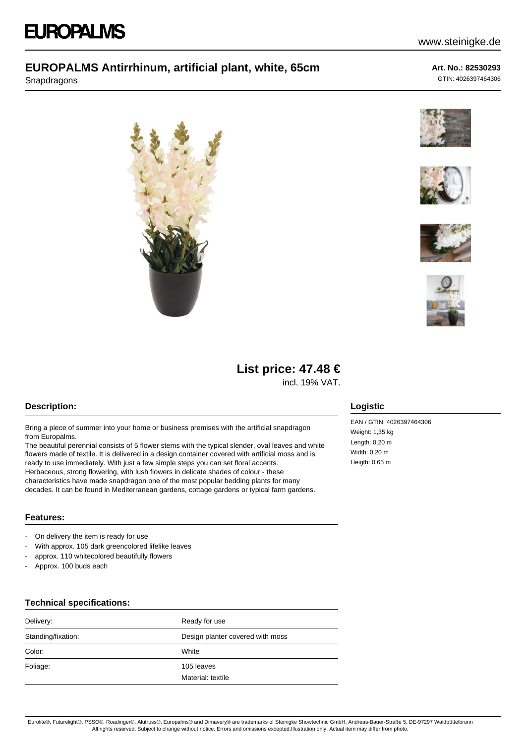# EUROPALMS

www.steinigke.de

## EUROPALMS Antirrhinum, artificial plant, white, 65cm

Snapdragons

**Art. No.: 82530293**
GTIN: 4026397464306

**List price: 47.48 €**
incl. 19% VAT.

### Description:

Bring a piece of summer into your home or business premises with the artificial snapdragon from Europalms.
The beautiful perennial consists of 5 flower stems with the typical slender, oval leaves and white flowers made of textile. It is delivered in a design container covered with artificial moss and is ready to use immediately. With just a few simple steps you can set floral accents.
Herbaceous, strong flowering, with lush flowers in delicate shades of colour - these characteristics have made snapdragon one of the most popular bedding plants for many decades. It can be found in Mediterranean gardens, cottage gardens or typical farm gardens.

### Features:

- On delivery the item is ready for use
- With approx. 105 dark greencolored lifelike leaves
- approx. 110 whitecolored beautifully flowers
- Approx. 100 buds each

### Technical specifications:

| | |
|---|---|
| Delivery: | Ready for use |
| Standing/fixation: | Design planter covered with moss |
| Color: | White |
| Foliage: | 105 leaves<br>Material: textile |

### Logistic

EAN / GTIN: 4026397464306
Weight: 1,35 kg
Length: 0.20 m
Width: 0.20 m
Heigth: 0.65 m

Eurolite®, Futurelight®, PSSO®, Roadinger®, Alutruss®, Europalms® and Dimavery® are trademarks of Steinigke Showtechnic GmbH, Andreas-Bauer-Straße 5, DE-97297 Waldbüttelbrunn
All rights reserved. Subject to change without notice. Errors and omissions excepted.Illustration only. Actual item may differ from photo.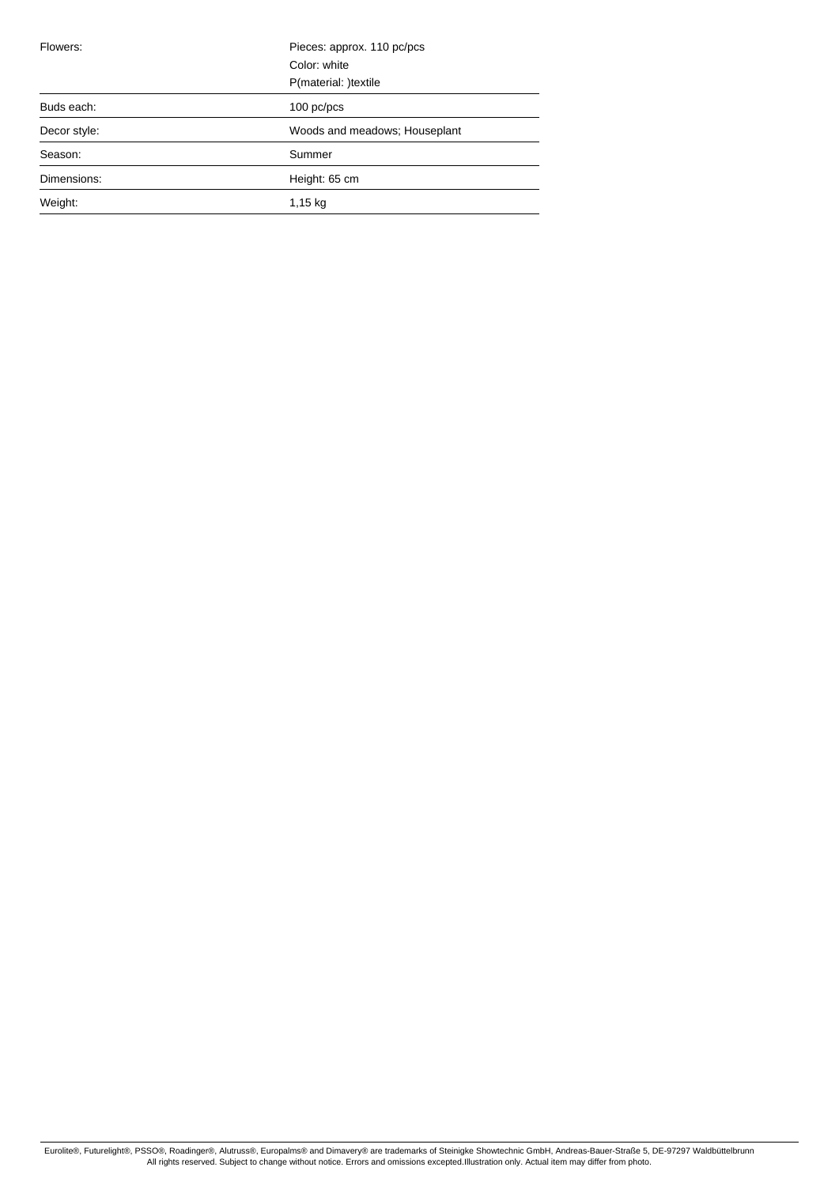| | |
|---|---|
| Flowers: | Pieces: approx. 110 pc/pcs<br>Color: white<br>P(material: )textile |
| Buds each: | 100 pc/pcs |
| Decor style: | Woods and meadows; Houseplant |
| Season: | Summer |
| Dimensions: | Height: 65 cm |
| Weight: | 1,15 kg |

Eurolite®, Futurelight®, PSSO®, Roadinger®, Alutruss®, Europalms® and Dimavery® are trademarks of Steinigke Showtechnic GmbH, Andreas-Bauer-Straße 5, DE-97297 Waldbüttelbrunn
All rights reserved. Subject to change without notice. Errors and omissions excepted.Illustration only. Actual item may differ from photo.